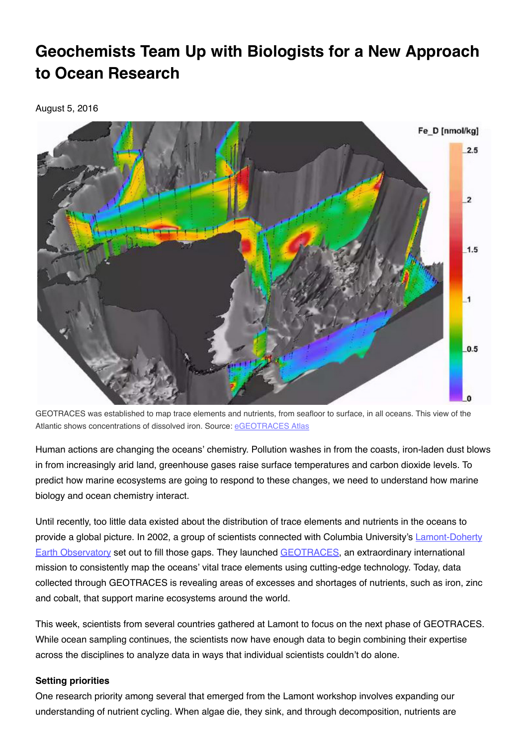# Geochemists Team Up with Biologists for a New Approach to Ocean Research

August 5, 2016

GEOTRACES was established to map trace elements and nutrients, from seafloor to surface, in all oceans. This view of the Atlantic shows concentrations of dissolved iron. Source: eGEOTRACES Atlas

Human actions are changing the oceans' chemistry. Pollution washes in from the coasts, iron-laden dust blows in from increasingly arid land, greenhouse gases raise surface temperatures and carbon dioxide levels. To predict how marine ecosystems are going to respond to these changes, we need to understand how marine biology and ocean chemistry interact.

Until recently, too little data existed about the distribution of trace elements and nutrients in the oceans to provide a global picture. In 2002, a group of scientists connected with Columbia University's Lamont-Doherty Earth Observatory set out to fill those gaps. They launched GEOTRACES, an extraordinary international mission to consistently map the oceans' vital trace elements using cutting-edge technology. Today, data collected through GEOTRACES is revealing areas of excesses and shortages of nutrients, such as iron, zinc and cobalt, that support marine ecosystems around the world.

This week, scientists from several countries gathered at Lamont to focus on the next phase of GEOTRACES. While ocean sampling continues, the scientists now have enough data to begin combining their expertise across the disciplines to analyze data in ways that individual scientists couldn't do alone.

**Setting priorities**

One research priority among several that emerged from the Lamont workshop involves expanding our understanding of nutrient cycling. When algae die, they sink, and through decomposition, nutrients are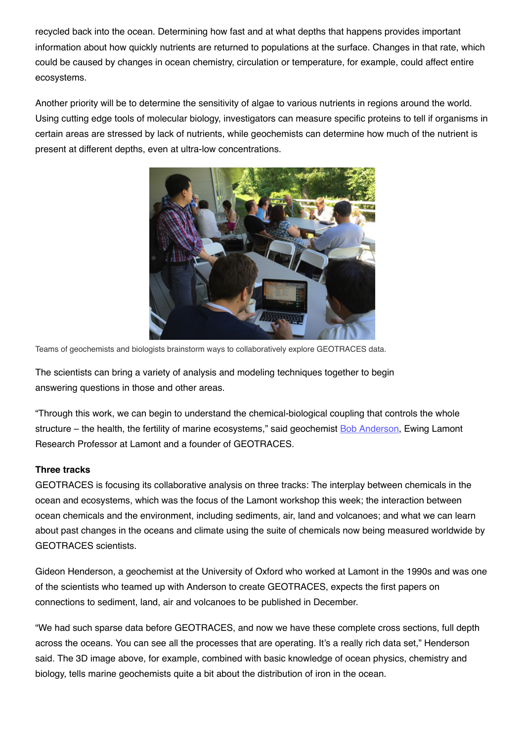recycled back into the ocean. Determining how fast and at what depths that happens provides important information about how quickly nutrients are returned to populations at the surface. Changes in that rate, which could be caused by changes in ocean chemistry, circulation or temperature, for example, could affect entire ecosystems.

Another priority will be to determine the sensitivity of algae to various nutrients in regions around the world. Using cutting edge tools of molecular biology, investigators can measure specific proteins to tell if organisms in certain areas are stressed by lack of nutrients, while geochemists can determine how much of the nutrient is present at different depths, even at ultra-low concentrations.

Teams of geochemists and biologists brainstorm ways to collaboratively explore GEOTRACES data.

The scientists can bring a variety of analysis and modeling techniques together to begin answering questions in those and other areas.

"Through this work, we can begin to understand the chemical-biological coupling that controls the whole structure – the health, the fertility of marine ecosystems," said geochemist Bob Anderson, Ewing Lamont Research Professor at Lamont and a founder of GEOTRACES.

**Three tracks**

GEOTRACES is focusing its collaborative analysis on three tracks: The interplay between chemicals in the ocean and ecosystems, which was the focus of the Lamont workshop this week; the interaction between ocean chemicals and the environment, including sediments, air, land and volcanoes; and what we can learn about past changes in the oceans and climate using the suite of chemicals now being measured worldwide by GEOTRACES scientists.

Gideon Henderson, a geochemist at the University of Oxford who worked at Lamont in the 1990s and was one of the scientists who teamed up with Anderson to create GEOTRACES, expects the first papers on connections to sediment, land, air and volcanoes to be published in December.

"We had such sparse data before GEOTRACES, and now we have these complete cross sections, full depth across the oceans. You can see all the processes that are operating. It's a really rich data set," Henderson said. The 3D image above, for example, combined with basic knowledge of ocean physics, chemistry and biology, tells marine geochemists quite a bit about the distribution of iron in the ocean.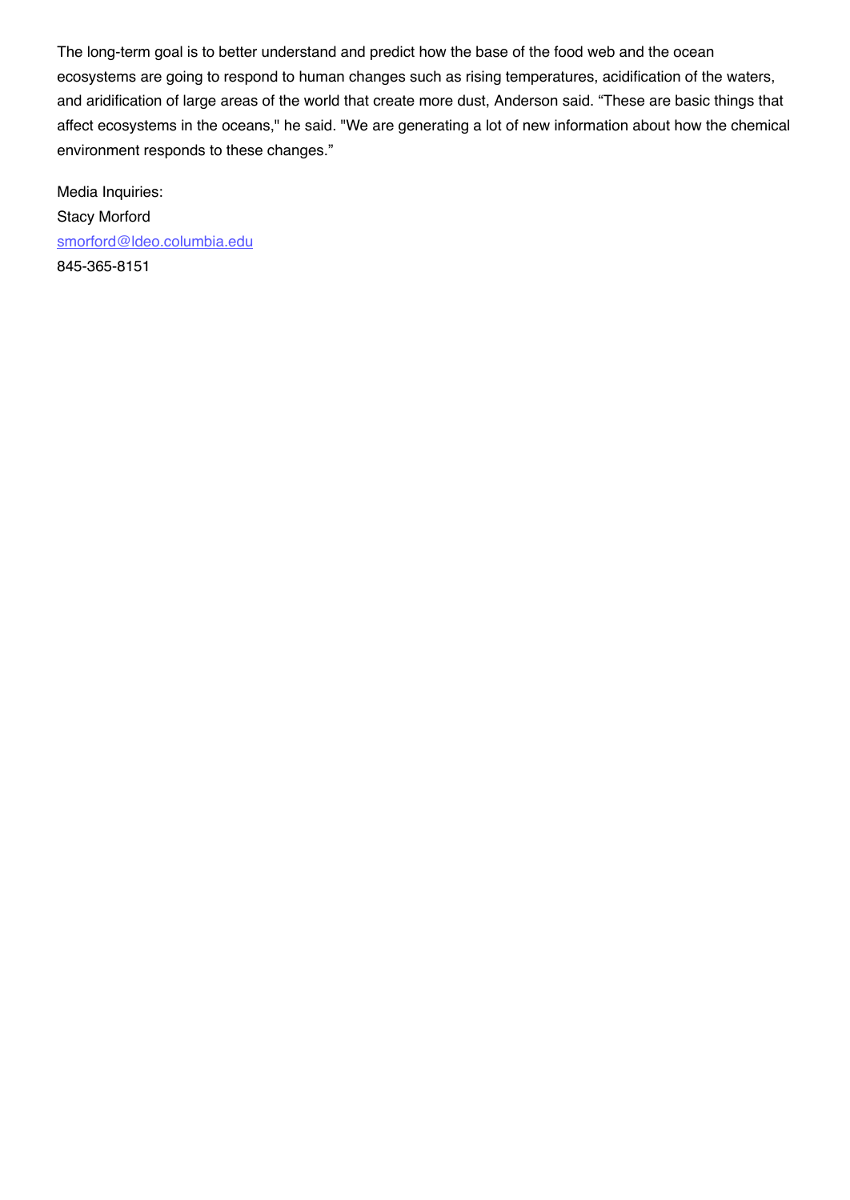The long-term goal is to better understand and predict how the base of the food web and the ocean ecosystems are going to respond to human changes such as rising temperatures, acidification of the waters, and aridification of large areas of the world that create more dust, Anderson said. "These are basic things that affect ecosystems in the oceans," he said. "We are generating a lot of new information about how the chemical environment responds to these changes."

Media Inquiries:
Stacy Morford
smorford@ldeo.columbia.edu
845-365-8151